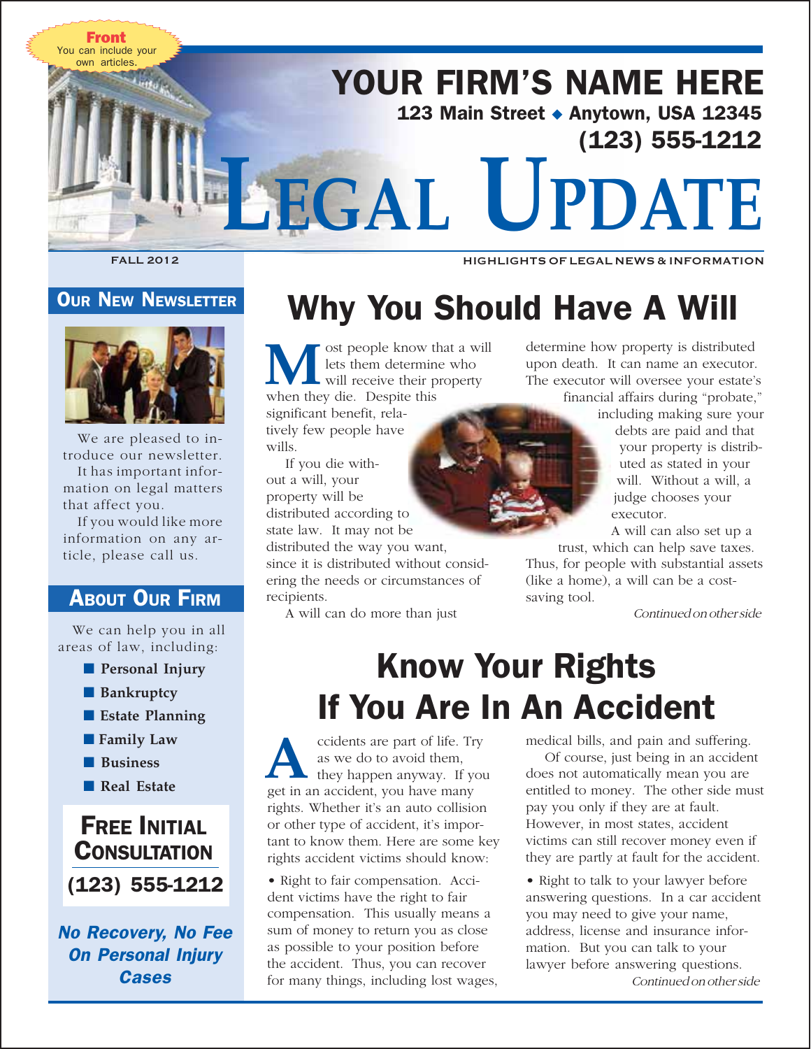Front
You can include your own articles.

# YOUR FIRM'S NAME HERE

**123 Main Street ◆ Anytown, USA 12345**

**(123) 555-1212**

# LEGAL UPDATE

FALL 2012

HIGHLIGHTS OF LEGAL NEWS & INFORMATION

## Our New Newsletter

We are pleased to introduce our newsletter. It has important information on legal matters that affect you.

If you would like more information on any article, please call us.

## About Our Firm

We can help you in all areas of law, including:

- **Personal Injury**
- **Bankruptcy**
- **Estate Planning**
- **Family Law**
- **Business**
- **Real Estate**

**Free Initial Consultation**

**(123) 555-1212**

***No Recovery, No Fee On Personal Injury Cases***

## Why You Should Have A Will

Most people know that a will lets them determine who will receive their property when they die. Despite this significant benefit, relatively few people have wills.

If you die without a will, your property will be distributed according to state law. It may not be distributed the way you want, since it is distributed without considering the needs or circumstances of recipients.

A will can do more than just determine how property is distributed upon death. It can name an executor. The executor will oversee your estate's financial affairs during "probate," including making sure your debts are paid and that your property is distributed as stated in your will. Without a will, a judge chooses your executor.

A will can also set up a trust, which can help save taxes. Thus, for people with substantial assets (like a home), a will can be a cost-saving tool.

*Continued on other side*

## Know Your Rights If You Are In An Accident

Accidents are part of life. Try as we do to avoid them, they happen anyway. If you get in an accident, you have many rights. Whether it's an auto collision or other type of accident, it's important to know them. Here are some key rights accident victims should know:

• Right to fair compensation. Accident victims have the right to fair compensation. This usually means a sum of money to return you as close as possible to your position before the accident. Thus, you can recover for many things, including lost wages, medical bills, and pain and suffering.

Of course, just being in an accident does not automatically mean you are entitled to money. The other side must pay you only if they are at fault. However, in most states, accident victims can still recover money even if they are partly at fault for the accident.

• Right to talk to your lawyer before answering questions. In a car accident you may need to give your name, address, license and insurance information. But you can talk to your lawyer before answering questions.

*Continued on other side*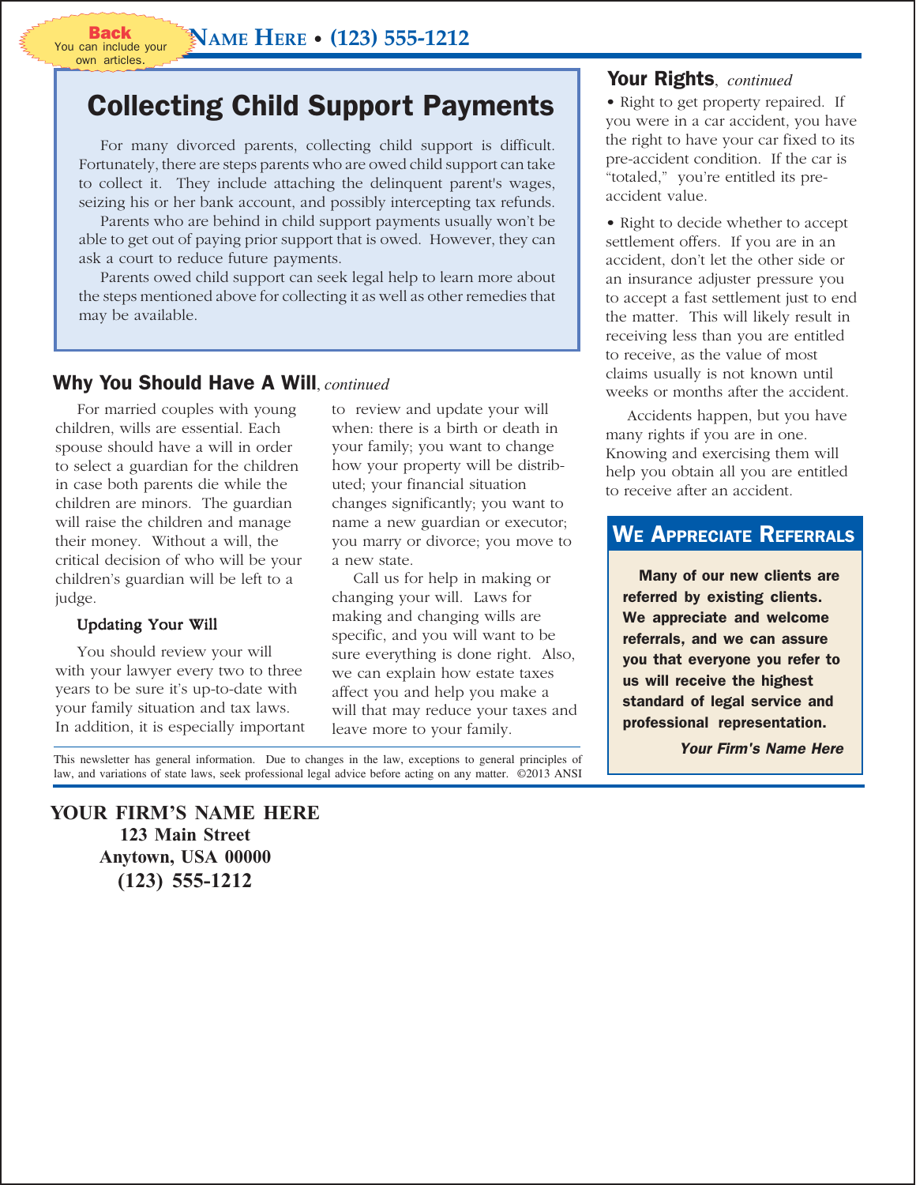**Back**
You can include your own articles.

# Collecting Child Support Payments

For many divorced parents, collecting child support is difficult. Fortunately, there are steps parents who are owed child support can take to collect it. They include attaching the delinquent parent's wages, seizing his or her bank account, and possibly intercepting tax refunds.

Parents who are behind in child support payments usually won't be able to get out of paying prior support that is owed. However, they can ask a court to reduce future payments.

Parents owed child support can seek legal help to learn more about the steps mentioned above for collecting it as well as other remedies that may be available.

## Why You Should Have A Will, *continued*

For married couples with young children, wills are essential. Each spouse should have a will in order to select a guardian for the children in case both parents die while the children are minors. The guardian will raise the children and manage their money. Without a will, the critical decision of who will be your children's guardian will be left to a judge.

### Updating Your Will

You should review your will with your lawyer every two to three years to be sure it's up-to-date with your family situation and tax laws. In addition, it is especially important to review and update your will when: there is a birth or death in your family; you want to change how your property will be distributed; your financial situation changes significantly; you want to name a new guardian or executor; you marry or divorce; you move to a new state.

Call us for help in making or changing your will. Laws for making and changing wills are specific, and you will want to be sure everything is done right. Also, we can explain how estate taxes affect you and help you make a will that may reduce your taxes and leave more to your family.

## Your Rights, *continued*

- Right to get property repaired. If you were in a car accident, you have the right to have your car fixed to its pre-accident condition. If the car is "totaled," you're entitled its pre-accident value.
- Right to decide whether to accept settlement offers. If you are in an accident, don't let the other side or an insurance adjuster pressure you to accept a fast settlement just to end the matter. This will likely result in receiving less than you are entitled to receive, as the value of most claims usually is not known until weeks or months after the accident.

Accidents happen, but you have many rights if you are in one. Knowing and exercising them will help you obtain all you are entitled to receive after an accident.

## We Appreciate Referrals

**Many of our new clients are referred by existing clients. We appreciate and welcome referrals, and we can assure you that everyone you refer to us will receive the highest standard of legal service and professional representation.**

***Your Firm's Name Here***

This newsletter has general information. Due to changes in the law, exceptions to general principles of law, and variations of state laws, seek professional legal advice before acting on any matter. ©2013 ANSI

**YOUR FIRM'S NAME HERE**
**123 Main Street**
**Anytown, USA 00000**
**(123) 555-1212**